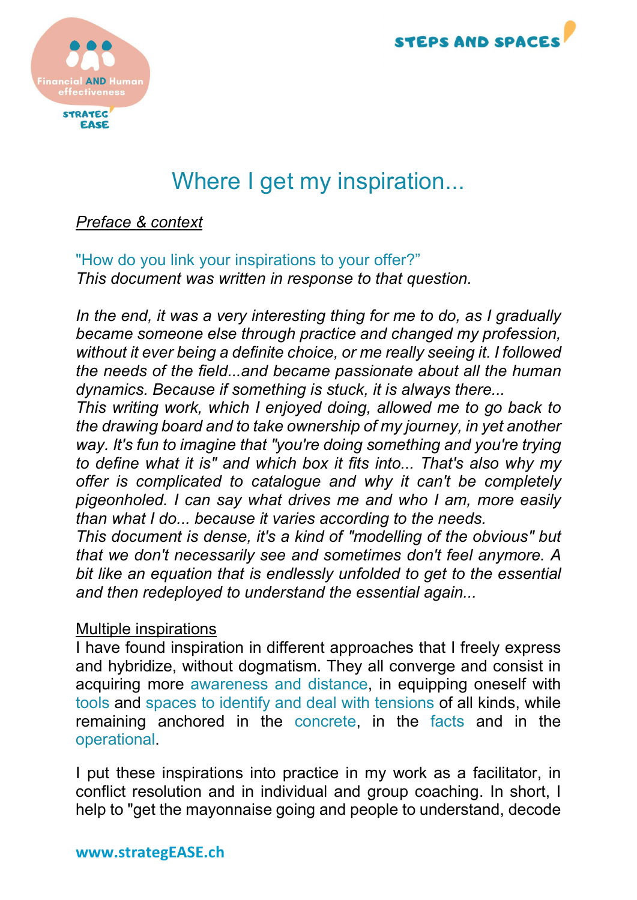# Where I get my inspiration...

*Preface & context*

"How do you link your inspirations to your offer?"
*This document was written in response to that question.*

*In the end, it was a very interesting thing for me to do, as I gradually became someone else through practice and changed my profession, without it ever being a definite choice, or me really seeing it. I followed the needs of the field...and became passionate about all the human dynamics. Because if something is stuck, it is always there...*
*This writing work, which I enjoyed doing, allowed me to go back to the drawing board and to take ownership of my journey, in yet another way. It's fun to imagine that "you're doing something and you're trying to define what it is" and which box it fits into... That's also why my offer is complicated to catalogue and why it can't be completely pigeonholed. I can say what drives me and who I am, more easily than what I do... because it varies according to the needs.*
*This document is dense, it's a kind of "modelling of the obvious" but that we don't necessarily see and sometimes don't feel anymore. A bit like an equation that is endlessly unfolded to get to the essential and then redeployed to understand the essential again...*

Multiple inspirations

I have found inspiration in different approaches that I freely express and hybridize, without dogmatism. They all converge and consist in acquiring more awareness and distance, in equipping oneself with tools and spaces to identify and deal with tensions of all kinds, while remaining anchored in the concrete, in the facts and in the operational.

I put these inspirations into practice in my work as a facilitator, in conflict resolution and in individual and group coaching. In short, I help to "get the mayonnaise going and people to understand, decode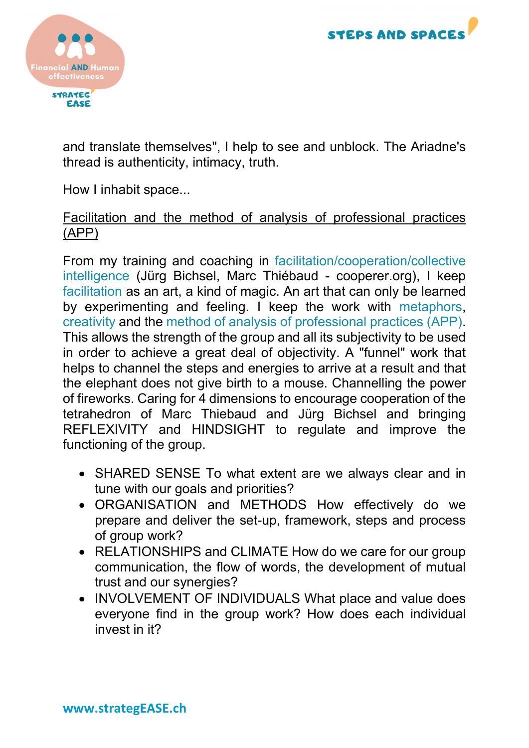and translate themselves", I help to see and unblock. The Ariadne's thread is authenticity, intimacy, truth.

How I inhabit space...

Facilitation and the method of analysis of professional practices (APP)

From my training and coaching in facilitation/cooperation/collective intelligence (Jürg Bichsel, Marc Thiébaud - cooperer.org), I keep facilitation as an art, a kind of magic. An art that can only be learned by experimenting and feeling. I keep the work with metaphors, creativity and the method of analysis of professional practices (APP). This allows the strength of the group and all its subjectivity to be used in order to achieve a great deal of objectivity. A "funnel" work that helps to channel the steps and energies to arrive at a result and that the elephant does not give birth to a mouse. Channelling the power of fireworks. Caring for 4 dimensions to encourage cooperation of the tetrahedron of Marc Thiebaud and Jürg Bichsel and bringing REFLEXIVITY and HINDSIGHT to regulate and improve the functioning of the group.

- SHARED SENSE To what extent are we always clear and in tune with our goals and priorities?
- ORGANISATION and METHODS How effectively do we prepare and deliver the set-up, framework, steps and process of group work?
- RELATIONSHIPS and CLIMATE How do we care for our group communication, the flow of words, the development of mutual trust and our synergies?
- INVOLVEMENT OF INDIVIDUALS What place and value does everyone find in the group work? How does each individual invest in it?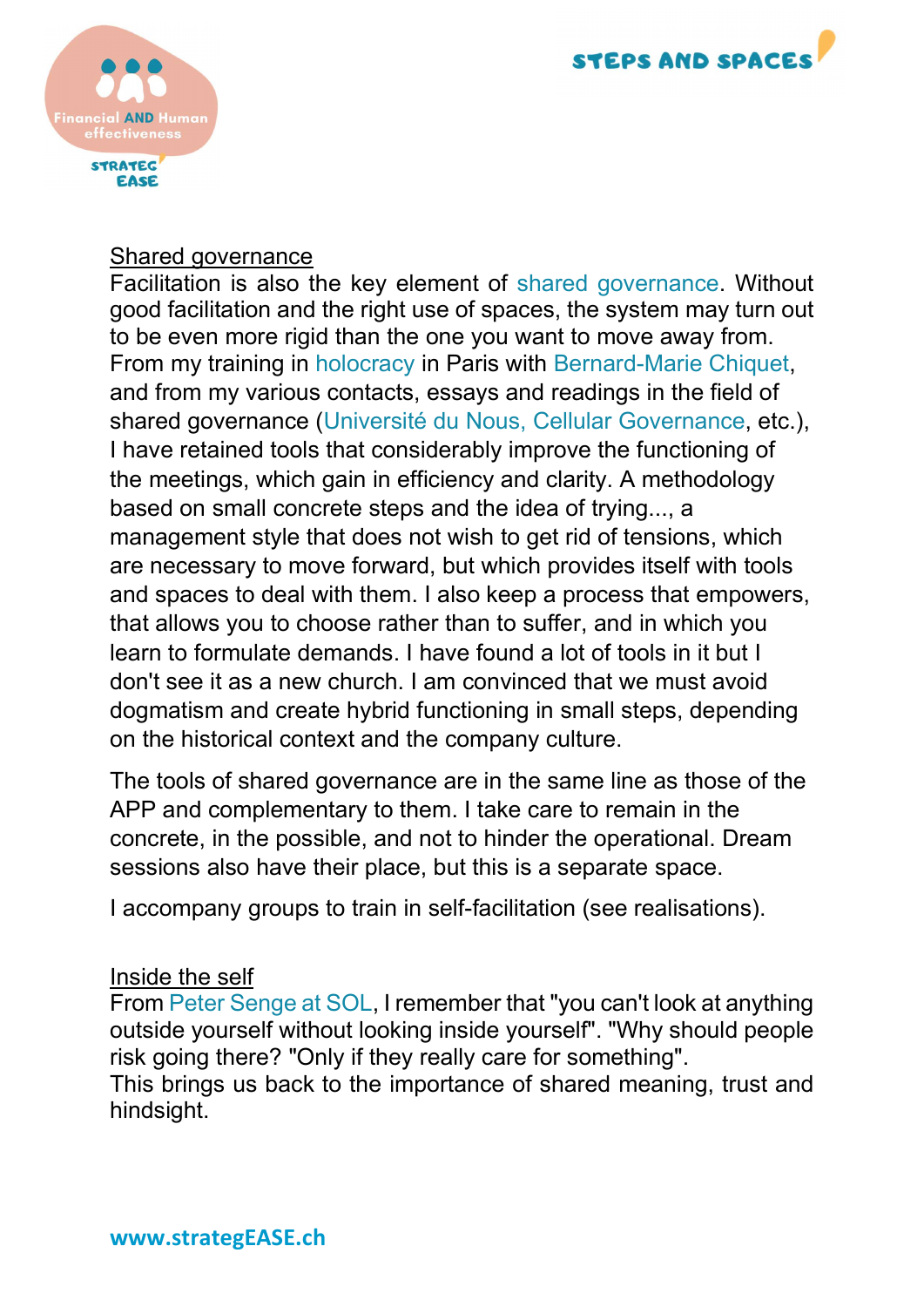## Shared governance

Facilitation is also the key element of shared governance. Without good facilitation and the right use of spaces, the system may turn out to be even more rigid than the one you want to move away from. From my training in holocracy in Paris with Bernard-Marie Chiquet, and from my various contacts, essays and readings in the field of shared governance (Université du Nous, Cellular Governance, etc.), I have retained tools that considerably improve the functioning of the meetings, which gain in efficiency and clarity. A methodology based on small concrete steps and the idea of trying..., a management style that does not wish to get rid of tensions, which are necessary to move forward, but which provides itself with tools and spaces to deal with them. I also keep a process that empowers, that allows you to choose rather than to suffer, and in which you learn to formulate demands. I have found a lot of tools in it but I don't see it as a new church. I am convinced that we must avoid dogmatism and create hybrid functioning in small steps, depending on the historical context and the company culture.

The tools of shared governance are in the same line as those of the APP and complementary to them. I take care to remain in the concrete, in the possible, and not to hinder the operational. Dream sessions also have their place, but this is a separate space.

I accompany groups to train in self-facilitation (see realisations).

## Inside the self

From Peter Senge at SOL, I remember that "you can't look at anything outside yourself without looking inside yourself". "Why should people risk going there? "Only if they really care for something".
This brings us back to the importance of shared meaning, trust and hindsight.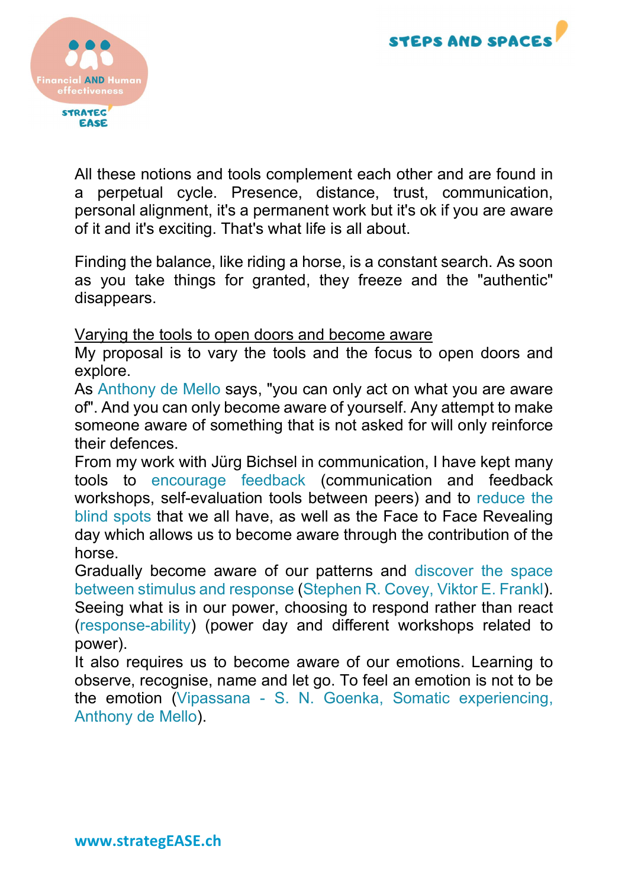All these notions and tools complement each other and are found in a perpetual cycle. Presence, distance, trust, communication, personal alignment, it's a permanent work but it's ok if you are aware of it and it's exciting. That's what life is all about.

Finding the balance, like riding a horse, is a constant search. As soon as you take things for granted, they freeze and the "authentic" disappears.

<u>Varying the tools to open doors and become aware</u>

My proposal is to vary the tools and the focus to open doors and explore.

As Anthony de Mello says, "you can only act on what you are aware of". And you can only become aware of yourself. Any attempt to make someone aware of something that is not asked for will only reinforce their defences.

From my work with Jürg Bichsel in communication, I have kept many tools to encourage feedback (communication and feedback workshops, self-evaluation tools between peers) and to reduce the blind spots that we all have, as well as the Face to Face Revealing day which allows us to become aware through the contribution of the horse.

Gradually become aware of our patterns and discover the space between stimulus and response (Stephen R. Covey, Viktor E. Frankl).

Seeing what is in our power, choosing to respond rather than react (response-ability) (power day and different workshops related to power).

It also requires us to become aware of our emotions. Learning to observe, recognise, name and let go. To feel an emotion is not to be the emotion (Vipassana - S. N. Goenka, Somatic experiencing, Anthony de Mello).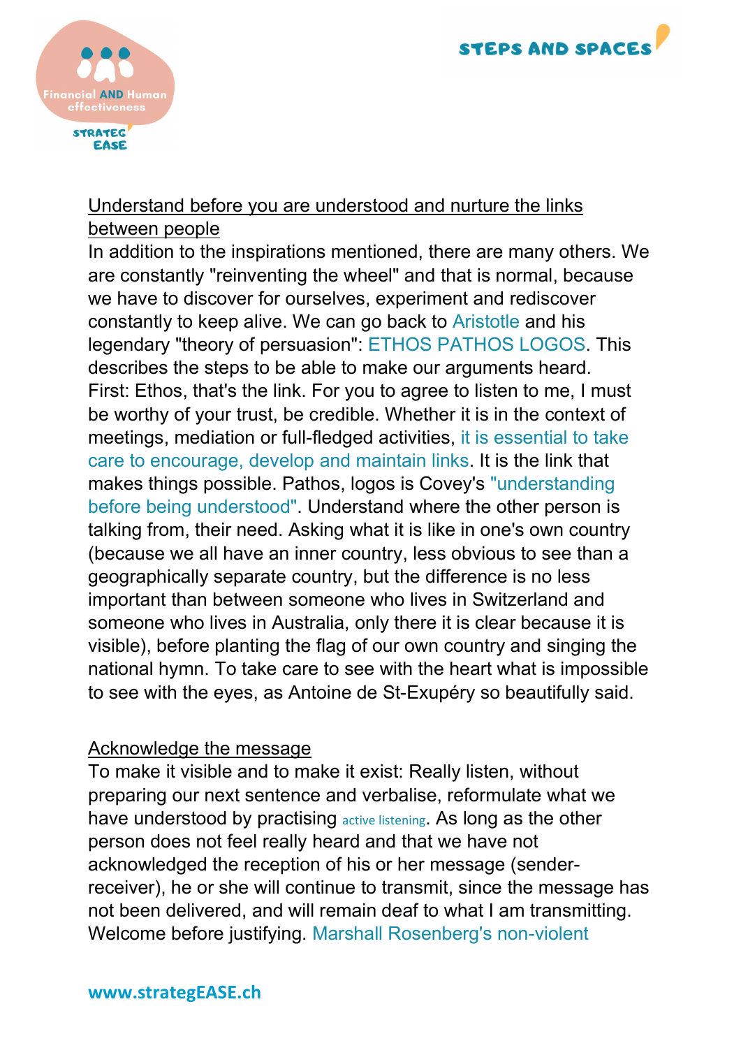Understand before you are understood and nurture the links between people

In addition to the inspirations mentioned, there are many others. We are constantly "reinventing the wheel" and that is normal, because we have to discover for ourselves, experiment and rediscover constantly to keep alive. We can go back to Aristotle and his legendary "theory of persuasion": ETHOS PATHOS LOGOS. This describes the steps to be able to make our arguments heard. First: Ethos, that's the link. For you to agree to listen to me, I must be worthy of your trust, be credible. Whether it is in the context of meetings, mediation or full-fledged activities, it is essential to take care to encourage, develop and maintain links. It is the link that makes things possible. Pathos, logos is Covey's "understanding before being understood". Understand where the other person is talking from, their need. Asking what it is like in one's own country (because we all have an inner country, less obvious to see than a geographically separate country, but the difference is no less important than between someone who lives in Switzerland and someone who lives in Australia, only there it is clear because it is visible), before planting the flag of our own country and singing the national hymn. To take care to see with the heart what is impossible to see with the eyes, as Antoine de St-Exupéry so beautifully said.

Acknowledge the message

To make it visible and to make it exist: Really listen, without preparing our next sentence and verbalise, reformulate what we have understood by practising active listening. As long as the other person does not feel really heard and that we have not acknowledged the reception of his or her message (sender-receiver), he or she will continue to transmit, since the message has not been delivered, and will remain deaf to what I am transmitting. Welcome before justifying. Marshall Rosenberg's non-violent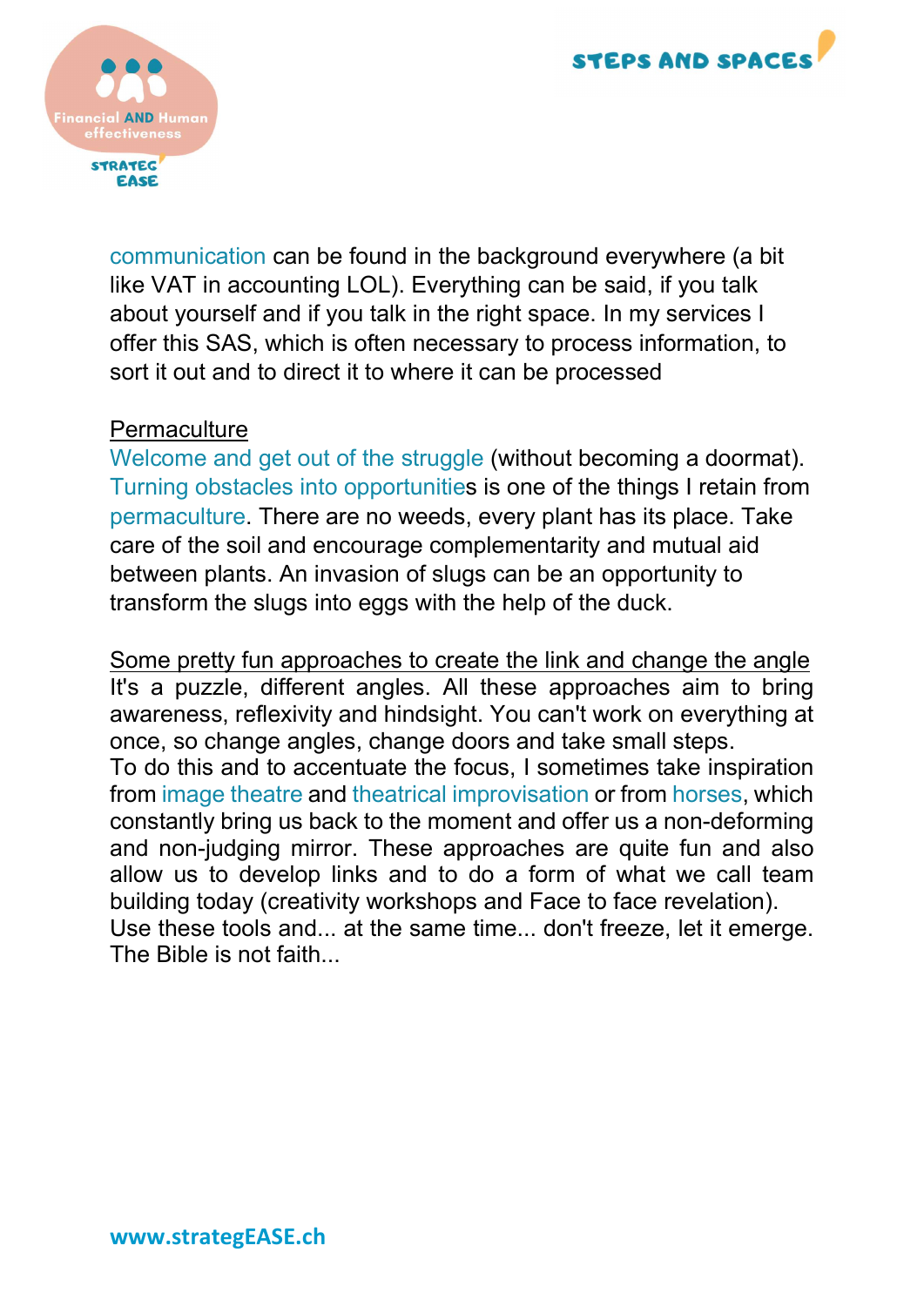communication can be found in the background everywhere (a bit like VAT in accounting LOL). Everything can be said, if you talk about yourself and if you talk in the right space. In my services I offer this SAS, which is often necessary to process information, to sort it out and to direct it to where it can be processed

<u>Permaculture</u>

Welcome and get out of the struggle (without becoming a doormat). Turning obstacles into opportunities is one of the things I retain from permaculture. There are no weeds, every plant has its place. Take care of the soil and encourage complementarity and mutual aid between plants. An invasion of slugs can be an opportunity to transform the slugs into eggs with the help of the duck.

<u>Some pretty fun approaches to create the link and change the angle</u>

It's a puzzle, different angles. All these approaches aim to bring awareness, reflexivity and hindsight. You can't work on everything at once, so change angles, change doors and take small steps.

To do this and to accentuate the focus, I sometimes take inspiration from image theatre and theatrical improvisation or from horses, which constantly bring us back to the moment and offer us a non-deforming and non-judging mirror. These approaches are quite fun and also allow us to develop links and to do a form of what we call team building today (creativity workshops and Face to face revelation).

Use these tools and... at the same time... don't freeze, let it emerge. The Bible is not faith...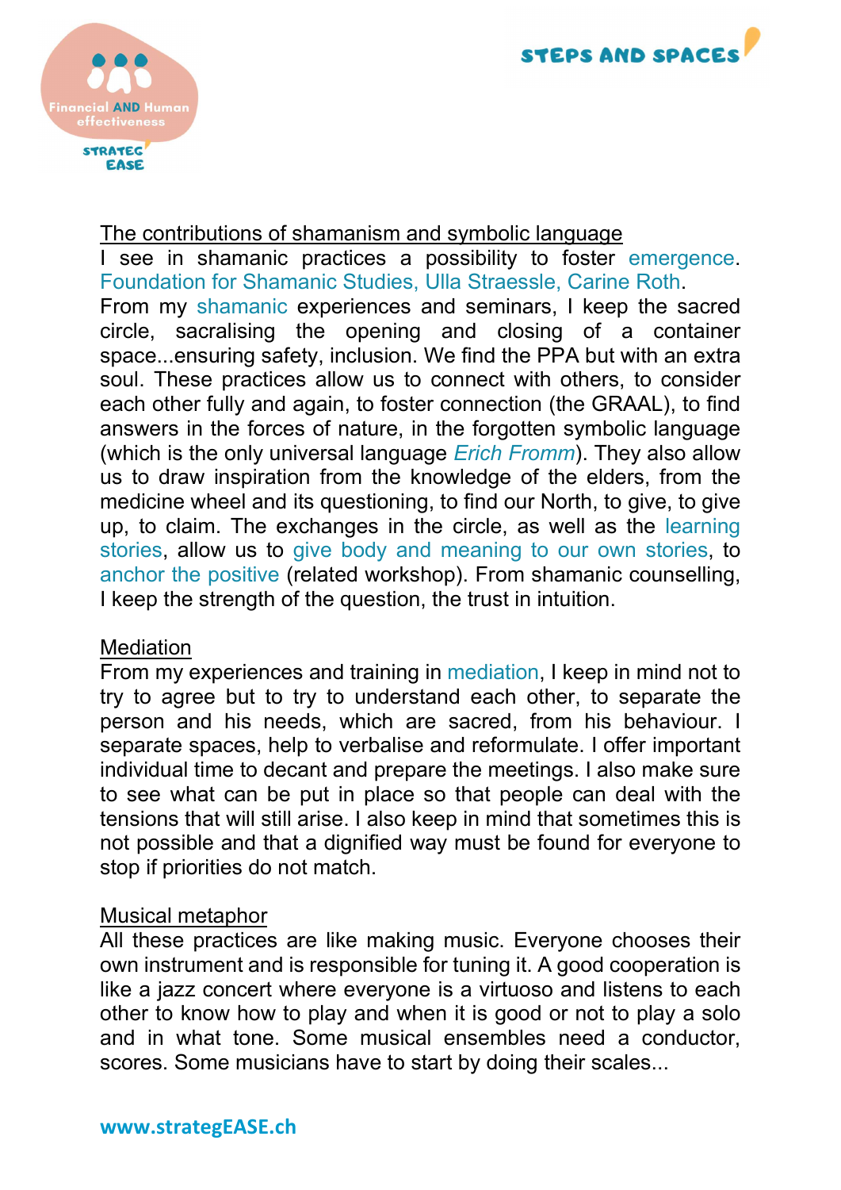<u>The contributions of shamanism and symbolic language</u>

I see in shamanic practices a possibility to foster emergence. Foundation for Shamanic Studies, Ulla Straessle, Carine Roth.

From my shamanic experiences and seminars, I keep the sacred circle, sacralising the opening and closing of a container space...ensuring safety, inclusion. We find the PPA but with an extra soul. These practices allow us to connect with others, to consider each other fully and again, to foster connection (the GRAAL), to find answers in the forces of nature, in the forgotten symbolic language (which is the only universal language *Erich Fromm*). They also allow us to draw inspiration from the knowledge of the elders, from the medicine wheel and its questioning, to find our North, to give, to give up, to claim. The exchanges in the circle, as well as the learning stories, allow us to give body and meaning to our own stories, to anchor the positive (related workshop). From shamanic counselling, I keep the strength of the question, the trust in intuition.

<u>Mediation</u>

From my experiences and training in mediation, I keep in mind not to try to agree but to try to understand each other, to separate the person and his needs, which are sacred, from his behaviour. I separate spaces, help to verbalise and reformulate. I offer important individual time to decant and prepare the meetings. I also make sure to see what can be put in place so that people can deal with the tensions that will still arise. I also keep in mind that sometimes this is not possible and that a dignified way must be found for everyone to stop if priorities do not match.

<u>Musical metaphor</u>

All these practices are like making music. Everyone chooses their own instrument and is responsible for tuning it. A good cooperation is like a jazz concert where everyone is a virtuoso and listens to each other to know how to play and when it is good or not to play a solo and in what tone. Some musical ensembles need a conductor, scores. Some musicians have to start by doing their scales...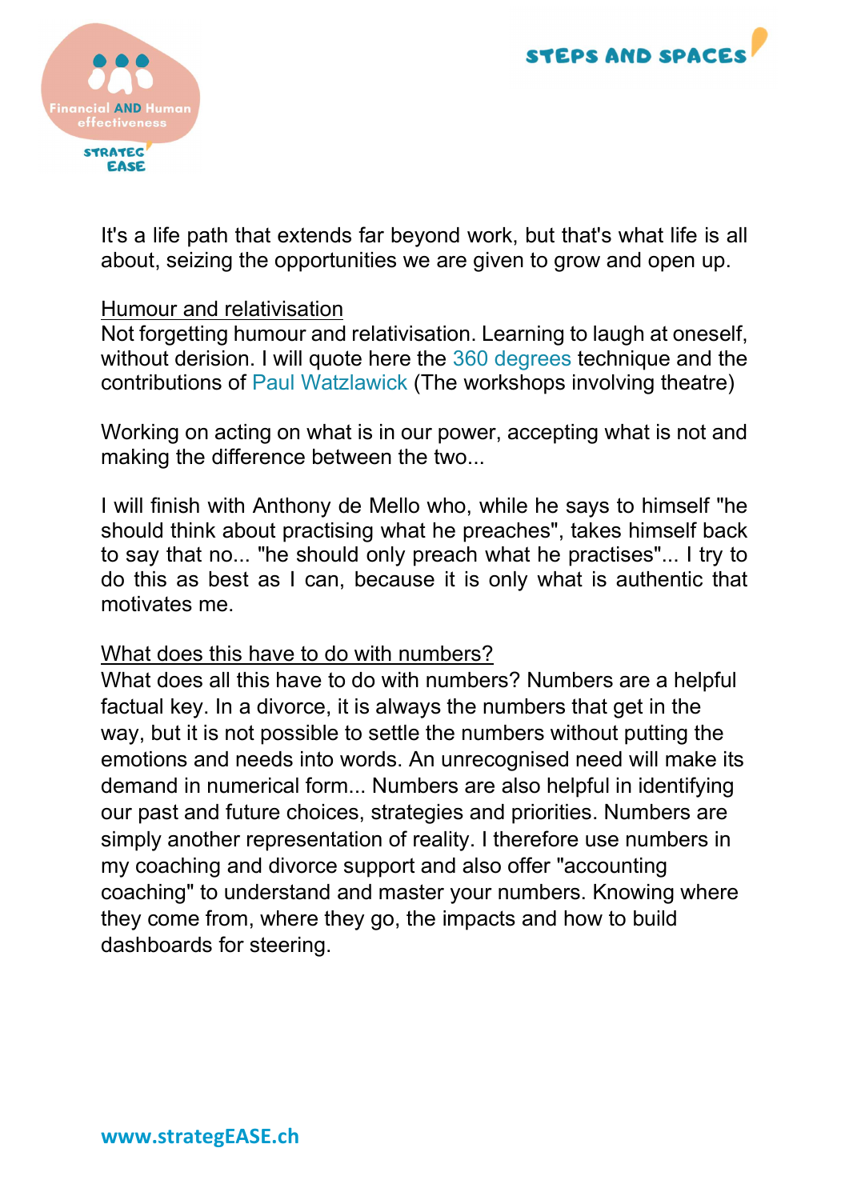It's a life path that extends far beyond work, but that's what life is all about, seizing the opportunities we are given to grow and open up.

<u>Humour and relativisation</u>

Not forgetting humour and relativisation. Learning to laugh at oneself, without derision. I will quote here the 360 degrees technique and the contributions of Paul Watzlawick (The workshops involving theatre)

Working on acting on what is in our power, accepting what is not and making the difference between the two...

I will finish with Anthony de Mello who, while he says to himself "he should think about practising what he preaches", takes himself back to say that no... "he should only preach what he practises"... I try to do this as best as I can, because it is only what is authentic that motivates me.

<u>What does this have to do with numbers?</u>

What does all this have to do with numbers? Numbers are a helpful factual key. In a divorce, it is always the numbers that get in the way, but it is not possible to settle the numbers without putting the emotions and needs into words. An unrecognised need will make its demand in numerical form... Numbers are also helpful in identifying our past and future choices, strategies and priorities. Numbers are simply another representation of reality. I therefore use numbers in my coaching and divorce support and also offer "accounting coaching" to understand and master your numbers. Knowing where they come from, where they go, the impacts and how to build dashboards for steering.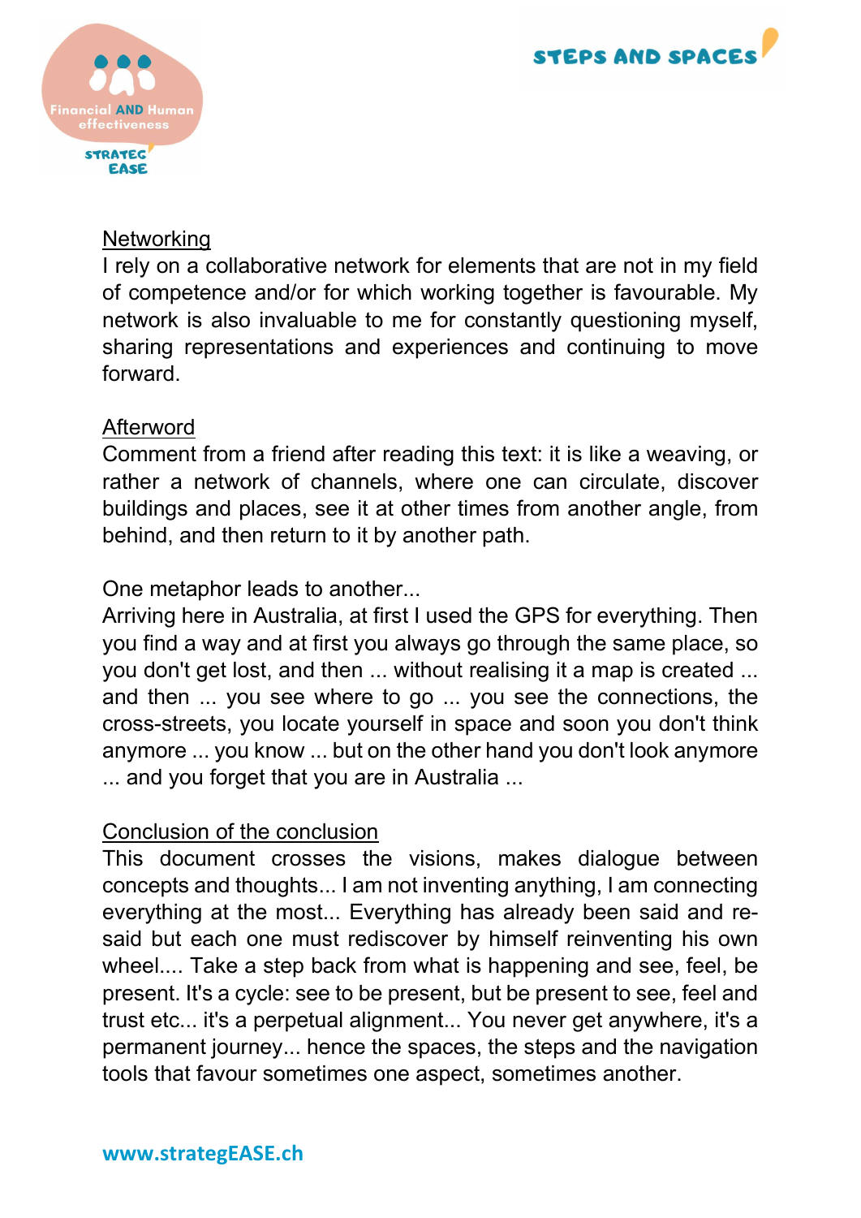## Networking

I rely on a collaborative network for elements that are not in my field of competence and/or for which working together is favourable. My network is also invaluable to me for constantly questioning myself, sharing representations and experiences and continuing to move forward.

## Afterword

Comment from a friend after reading this text: it is like a weaving, or rather a network of channels, where one can circulate, discover buildings and places, see it at other times from another angle, from behind, and then return to it by another path.

One metaphor leads to another...

Arriving here in Australia, at first I used the GPS for everything. Then you find a way and at first you always go through the same place, so you don't get lost, and then ... without realising it a map is created ... and then ... you see where to go ... you see the connections, the cross-streets, you locate yourself in space and soon you don't think anymore ... you know ... but on the other hand you don't look anymore ... and you forget that you are in Australia ...

## Conclusion of the conclusion

This document crosses the visions, makes dialogue between concepts and thoughts... I am not inventing anything, I am connecting everything at the most... Everything has already been said and re-said but each one must rediscover by himself reinventing his own wheel.... Take a step back from what is happening and see, feel, be present. It's a cycle: see to be present, but be present to see, feel and trust etc... it's a perpetual alignment... You never get anywhere, it's a permanent journey... hence the spaces, the steps and the navigation tools that favour sometimes one aspect, sometimes another.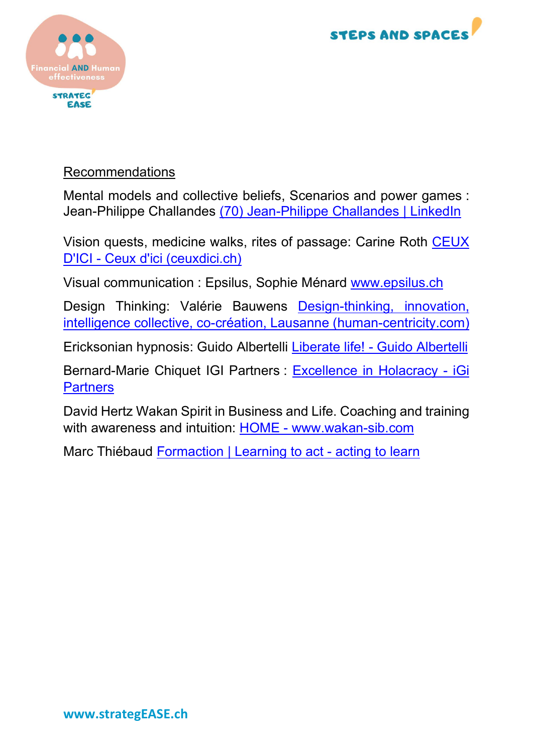## Recommendations

Mental models and collective beliefs, Scenarios and power games : Jean-Philippe Challandes (70) Jean-Philippe Challandes | LinkedIn

Vision quests, medicine walks, rites of passage: Carine Roth CEUX D'ICI - Ceux d'ici (ceuxdici.ch)

Visual communication : Epsilus, Sophie Ménard www.epsilus.ch

Design Thinking: Valérie Bauwens Design-thinking, innovation, intelligence collective, co-création, Lausanne (human-centricity.com)

Ericksonian hypnosis: Guido Albertelli Liberate life! - Guido Albertelli

Bernard-Marie Chiquet IGI Partners : Excellence in Holacracy - iGi Partners

David Hertz Wakan Spirit in Business and Life. Coaching and training with awareness and intuition: HOME - www.wakan-sib.com

Marc Thiébaud Formaction | Learning to act - acting to learn